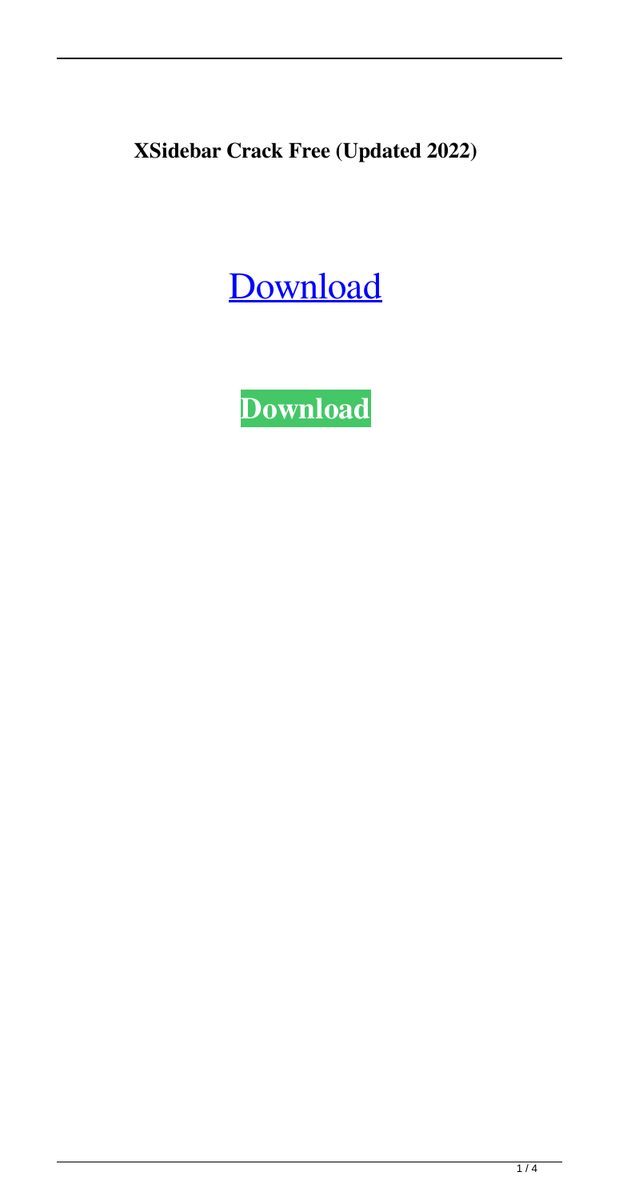**XSidebar Crack Free (Updated 2022)**

Download

**Download**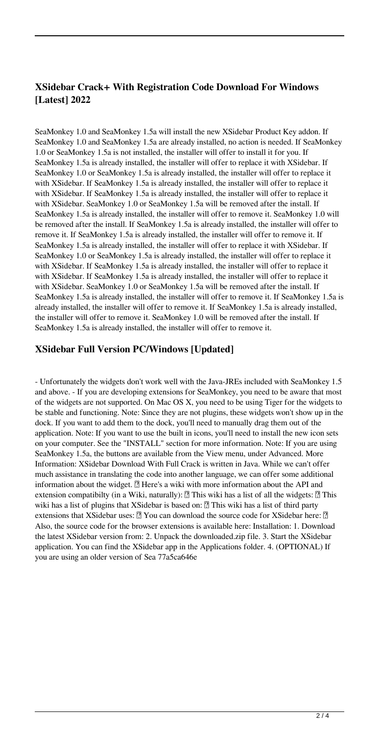## XSidebar Crack+ With Registration Code Download For Windows [Latest] 2022

SeaMonkey 1.0 and SeaMonkey 1.5a will install the new XSidebar Product Key addon. If SeaMonkey 1.0 and SeaMonkey 1.5a are already installed, no action is needed. If SeaMonkey 1.0 or SeaMonkey 1.5a is not installed, the installer will offer to install it for you. If SeaMonkey 1.5a is already installed, the installer will offer to replace it with XSidebar. If SeaMonkey 1.0 or SeaMonkey 1.5a is already installed, the installer will offer to replace it with XSidebar. If SeaMonkey 1.5a is already installed, the installer will offer to replace it with XSidebar. If SeaMonkey 1.5a is already installed, the installer will offer to replace it with XSidebar. SeaMonkey 1.0 or SeaMonkey 1.5a will be removed after the install. If SeaMonkey 1.5a is already installed, the installer will offer to remove it. SeaMonkey 1.0 will be removed after the install. If SeaMonkey 1.5a is already installed, the installer will offer to remove it. If SeaMonkey 1.5a is already installed, the installer will offer to remove it. If SeaMonkey 1.5a is already installed, the installer will offer to replace it with XSidebar. If SeaMonkey 1.0 or SeaMonkey 1.5a is already installed, the installer will offer to replace it with XSidebar. If SeaMonkey 1.5a is already installed, the installer will offer to replace it with XSidebar. If SeaMonkey 1.5a is already installed, the installer will offer to replace it with XSidebar. SeaMonkey 1.0 or SeaMonkey 1.5a will be removed after the install. If SeaMonkey 1.5a is already installed, the installer will offer to remove it. If SeaMonkey 1.5a is already installed, the installer will offer to remove it. If SeaMonkey 1.5a is already installed, the installer will offer to remove it. SeaMonkey 1.0 will be removed after the install. If SeaMonkey 1.5a is already installed, the installer will offer to remove it.

## XSidebar Full Version PC/Windows [Updated]

- Unfortunately the widgets don't work well with the Java-JREs included with SeaMonkey 1.5 and above. - If you are developing extensions for SeaMonkey, you need to be aware that most of the widgets are not supported. On Mac OS X, you need to be using Tiger for the widgets to be stable and functioning. Note: Since they are not plugins, these widgets won't show up in the dock. If you want to add them to the dock, you'll need to manually drag them out of the application. Note: If you want to use the built in icons, you'll need to install the new icon sets on your computer. See the "INSTALL" section for more information. Note: If you are using SeaMonkey 1.5a, the buttons are available from the View menu, under Advanced. More Information: XSidebar Download With Full Crack is written in Java. While we can't offer much assistance in translating the code into another language, we can offer some additional information about the widget. ▯ Here's a wiki with more information about the API and extension compatibilty (in a Wiki, naturally): ▯ This wiki has a list of all the widgets: ▯ This wiki has a list of plugins that XSidebar is based on: ▯ This wiki has a list of third party extensions that XSidebar uses: ▯ You can download the source code for XSidebar here: ▯ Also, the source code for the browser extensions is available here: Installation: 1. Download the latest XSidebar version from: 2. Unpack the downloaded.zip file. 3. Start the XSidebar application. You can find the XSidebar app in the Applications folder. 4. (OPTIONAL) If you are using an older version of Sea 77a5ca646e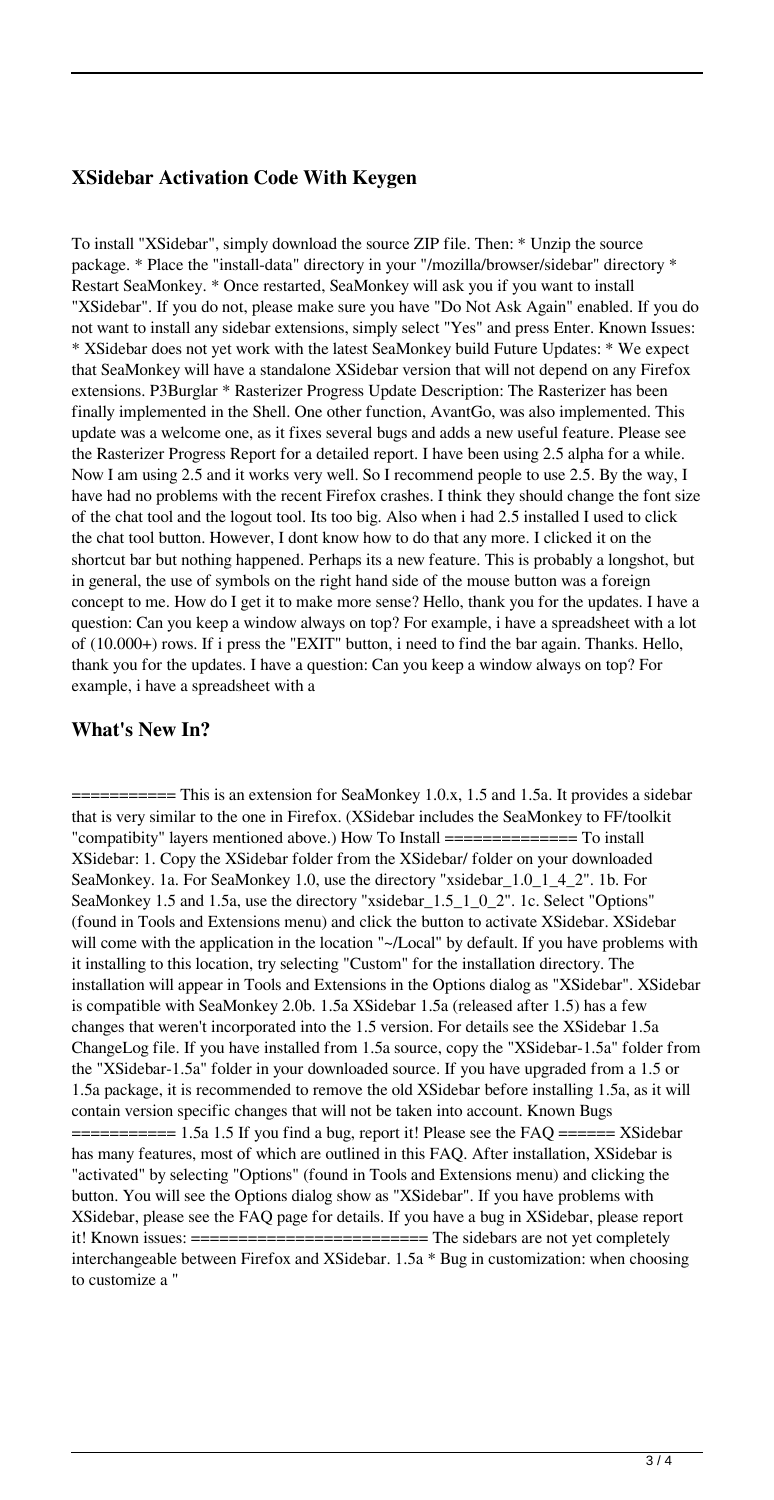## XSidebar Activation Code With Keygen

To install "XSidebar", simply download the source ZIP file. Then: * Unzip the source package. * Place the "install-data" directory in your "/mozilla/browser/sidebar" directory * Restart SeaMonkey. * Once restarted, SeaMonkey will ask you if you want to install "XSidebar". If you do not, please make sure you have "Do Not Ask Again" enabled. If you do not want to install any sidebar extensions, simply select "Yes" and press Enter. Known Issues: * XSidebar does not yet work with the latest SeaMonkey build Future Updates: * We expect that SeaMonkey will have a standalone XSidebar version that will not depend on any Firefox extensions. P3Burglar * Rasterizer Progress Update Description: The Rasterizer has been finally implemented in the Shell. One other function, AvantGo, was also implemented. This update was a welcome one, as it fixes several bugs and adds a new useful feature. Please see the Rasterizer Progress Report for a detailed report. I have been using 2.5 alpha for a while. Now I am using 2.5 and it works very well. So I recommend people to use 2.5. By the way, I have had no problems with the recent Firefox crashes. I think they should change the font size of the chat tool and the logout tool. Its too big. Also when i had 2.5 installed I used to click the chat tool button. However, I dont know how to do that any more. I clicked it on the shortcut bar but nothing happened. Perhaps its a new feature. This is probably a longshot, but in general, the use of symbols on the right hand side of the mouse button was a foreign concept to me. How do I get it to make more sense? Hello, thank you for the updates. I have a question: Can you keep a window always on top? For example, i have a spreadsheet with a lot of (10.000+) rows. If i press the "EXIT" button, i need to find the bar again. Thanks. Hello, thank you for the updates. I have a question: Can you keep a window always on top? For example, i have a spreadsheet with a

## What's New In?

=========== This is an extension for SeaMonkey 1.0.x, 1.5 and 1.5a. It provides a sidebar that is very similar to the one in Firefox. (XSidebar includes the SeaMonkey to FF/toolkit "compatibty" layers mentioned above.) How To Install ============== To install XSidebar: 1. Copy the XSidebar folder from the XSidebar/ folder on your downloaded SeaMonkey. 1a. For SeaMonkey 1.0, use the directory "xsidebar_1.0_1_4_2". 1b. For SeaMonkey 1.5 and 1.5a, use the directory "xsidebar_1.5_1_0_2". 1c. Select "Options" (found in Tools and Extensions menu) and click the button to activate XSidebar. XSidebar will come with the application in the location "~/Local" by default. If you have problems with it installing to this location, try selecting "Custom" for the installation directory. The installation will appear in Tools and Extensions in the Options dialog as "XSidebar". XSidebar is compatible with SeaMonkey 2.0b. 1.5a XSidebar 1.5a (released after 1.5) has a few changes that weren't incorporated into the 1.5 version. For details see the XSidebar 1.5a ChangeLog file. If you have installed from 1.5a source, copy the "XSidebar-1.5a" folder from the "XSidebar-1.5a" folder in your downloaded source. If you have upgraded from a 1.5 or 1.5a package, it is recommended to remove the old XSidebar before installing 1.5a, as it will contain version specific changes that will not be taken into account. Known Bugs =========== 1.5a 1.5 If you find a bug, report it! Please see the FAQ ====== XSidebar has many features, most of which are outlined in this FAQ. After installation, XSidebar is "activated" by selecting "Options" (found in Tools and Extensions menu) and clicking the button. You will see the Options dialog show as "XSidebar". If you have problems with XSidebar, please see the FAQ page for details. If you have a bug in XSidebar, please report it! Known issues: ======================== The sidebars are not yet completely interchangeable between Firefox and XSidebar. 1.5a * Bug in customization: when choosing to customize a "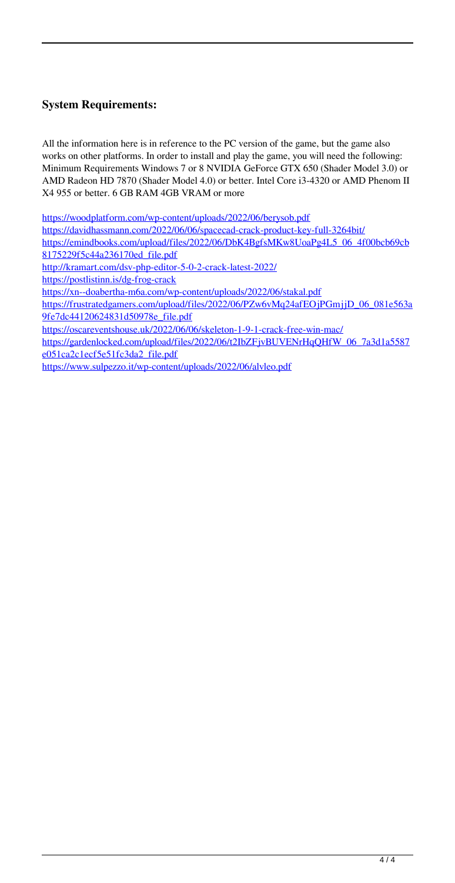## System Requirements:

All the information here is in reference to the PC version of the game, but the game also works on other platforms. In order to install and play the game, you will need the following: Minimum Requirements Windows 7 or 8 NVIDIA GeForce GTX 650 (Shader Model 3.0) or AMD Radeon HD 7870 (Shader Model 4.0) or better. Intel Core i3-4320 or AMD Phenom II X4 955 or better. 6 GB RAM 4GB VRAM or more

https://woodplatform.com/wp-content/uploads/2022/06/berysob.pdf
https://davidhassmann.com/2022/06/06/spacecad-crack-product-key-full-3264bit/
https://emindbooks.com/upload/files/2022/06/DbK4BgfsMKw8UoaPg4L5_06_4f00bcb69cb8175229f5c44a236170ed_file.pdf
http://kramart.com/dsv-php-editor-5-0-2-crack-latest-2022/
https://postlistinn.is/dg-frog-crack
https://xn--doabertha-m6a.com/wp-content/uploads/2022/06/stakal.pdf
https://frustratedgamers.com/upload/files/2022/06/PZw6vMq24afEOjPGmjjD_06_081e563a9fe7dc44120624831d50978e_file.pdf
https://oscareventshouse.uk/2022/06/06/skeleton-1-9-1-crack-free-win-mac/
https://gardenlocked.com/upload/files/2022/06/t2IbZFjvBUVENrHqQHfW_06_7a3d1a5587e051ca2c1ecf5e51fc3da2_file.pdf
https://www.sulpezzo.it/wp-content/uploads/2022/06/alvleo.pdf